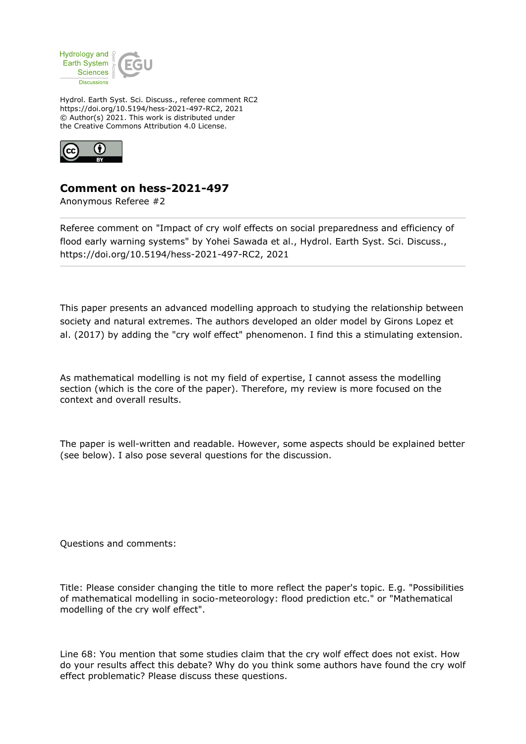Hydrol. Earth Syst. Sci. Discuss., referee comment RC2
https://doi.org/10.5194/hess-2021-497-RC2, 2021
© Author(s) 2021. This work is distributed under
the Creative Commons Attribution 4.0 License.

## Comment on hess-2021-497

Anonymous Referee #2

Referee comment on "Impact of cry wolf effects on social preparedness and efficiency of flood early warning systems" by Yohei Sawada et al., Hydrol. Earth Syst. Sci. Discuss., https://doi.org/10.5194/hess-2021-497-RC2, 2021

This paper presents an advanced modelling approach to studying the relationship between society and natural extremes. The authors developed an older model by Girons Lopez et al. (2017) by adding the "cry wolf effect" phenomenon. I find this a stimulating extension.

As mathematical modelling is not my field of expertise, I cannot assess the modelling section (which is the core of the paper). Therefore, my review is more focused on the context and overall results.

The paper is well-written and readable. However, some aspects should be explained better (see below). I also pose several questions for the discussion.

Questions and comments:

Title: Please consider changing the title to more reflect the paper's topic. E.g. "Possibilities of mathematical modelling in socio-meteorology: flood prediction etc." or "Mathematical modelling of the cry wolf effect".

Line 68: You mention that some studies claim that the cry wolf effect does not exist. How do your results affect this debate? Why do you think some authors have found the cry wolf effect problematic? Please discuss these questions.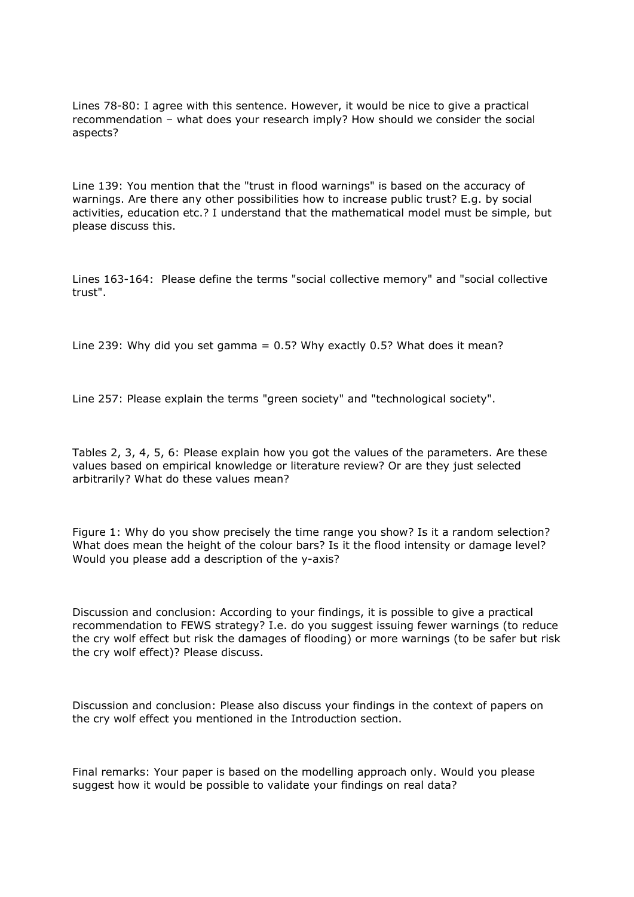Lines 78-80: I agree with this sentence. However, it would be nice to give a practical recommendation – what does your research imply? How should we consider the social aspects?

Line 139: You mention that the "trust in flood warnings" is based on the accuracy of warnings. Are there any other possibilities how to increase public trust? E.g. by social activities, education etc.? I understand that the mathematical model must be simple, but please discuss this.

Lines 163-164: Please define the terms "social collective memory" and "social collective trust".

Line 239: Why did you set gamma = 0.5? Why exactly 0.5? What does it mean?

Line 257: Please explain the terms "green society" and "technological society".

Tables 2, 3, 4, 5, 6: Please explain how you got the values of the parameters. Are these values based on empirical knowledge or literature review? Or are they just selected arbitrarily? What do these values mean?

Figure 1: Why do you show precisely the time range you show? Is it a random selection? What does mean the height of the colour bars? Is it the flood intensity or damage level? Would you please add a description of the y-axis?

Discussion and conclusion: According to your findings, it is possible to give a practical recommendation to FEWS strategy? I.e. do you suggest issuing fewer warnings (to reduce the cry wolf effect but risk the damages of flooding) or more warnings (to be safer but risk the cry wolf effect)? Please discuss.

Discussion and conclusion: Please also discuss your findings in the context of papers on the cry wolf effect you mentioned in the Introduction section.

Final remarks: Your paper is based on the modelling approach only. Would you please suggest how it would be possible to validate your findings on real data?